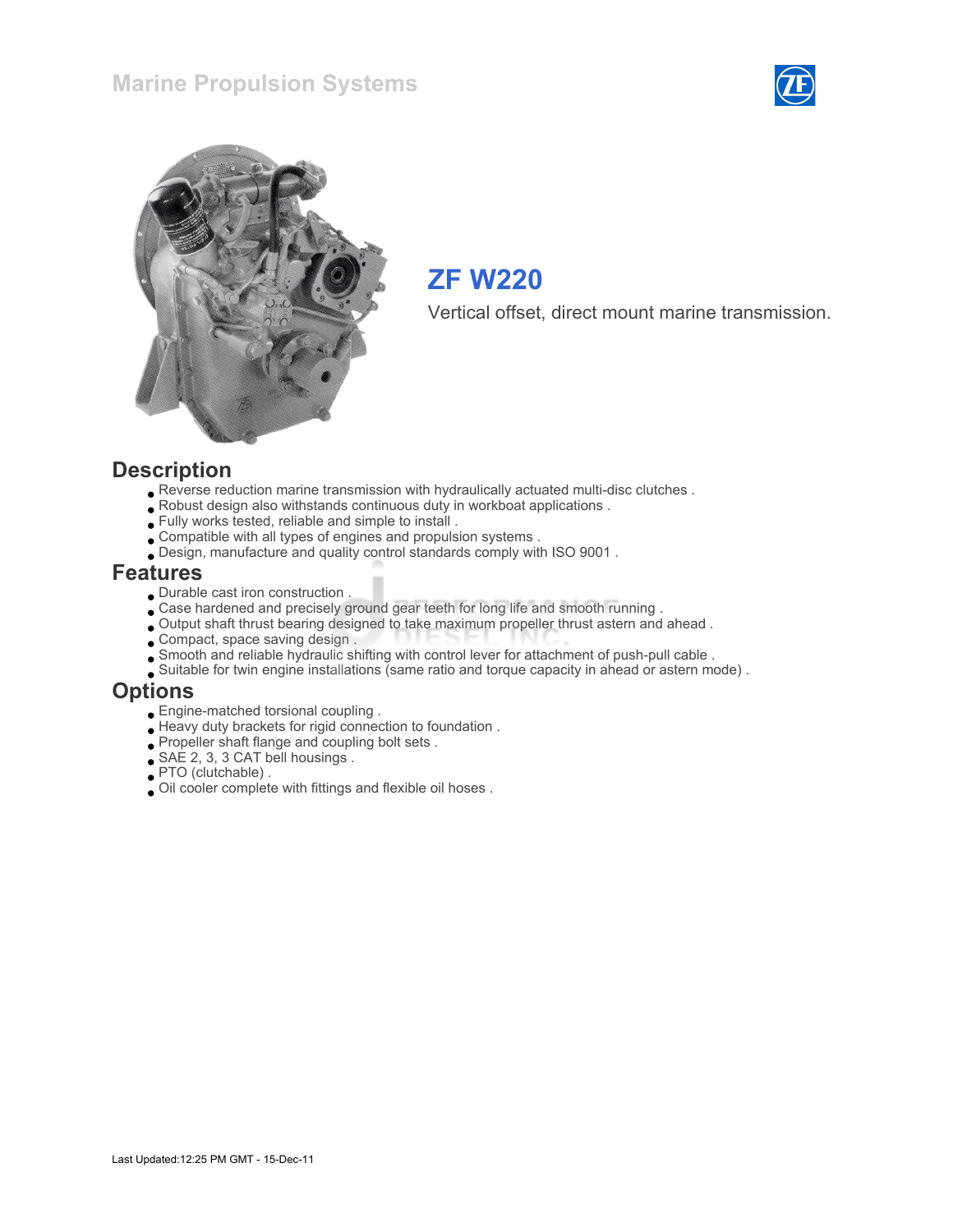# Marine Propulsion Systems

## ZF W220

Vertical offset, direct mount marine transmission.

## Description

- Reverse reduction marine transmission with hydraulically actuated multi-disc clutches .
- Robust design also withstands continuous duty in workboat applications .
- Fully works tested, reliable and simple to install .
- Compatible with all types of engines and propulsion systems .
- Design, manufacture and quality control standards comply with ISO 9001 .

## Features

- Durable cast iron construction .
- Case hardened and precisely ground gear teeth for long life and smooth running .
- Output shaft thrust bearing designed to take maximum propeller thrust astern and ahead .
- Compact, space saving design .
- Smooth and reliable hydraulic shifting with control lever for attachment of push-pull cable .
- Suitable for twin engine installations (same ratio and torque capacity in ahead or astern mode) .

## Options

- Engine-matched torsional coupling .
- Heavy duty brackets for rigid connection to foundation .
- Propeller shaft flange and coupling bolt sets .
- SAE 2, 3, 3 CAT bell housings .
- PTO (clutchable) .
- Oil cooler complete with fittings and flexible oil hoses .

Last Updated:12:25 PM GMT - 15-Dec-11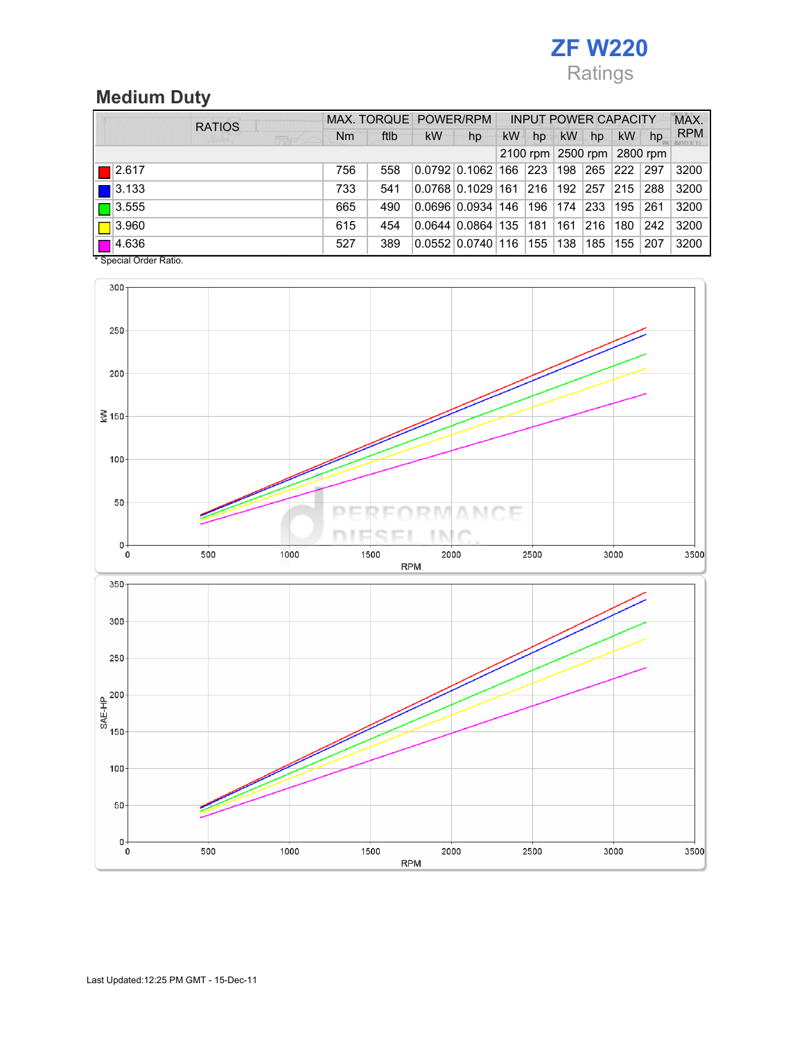# ZF W220

Ratings

## Medium Duty

| RATIOS | MAX. TORQUE | | POWER/RPM | | INPUT POWER CAPACITY | | | | | | MAX. RPM |
|---|---|---|---|---|---|---|---|---|---|---|---|
| | Nm | ftlb | kW | hp | kW | hp | kW | hp | kW | hp | |
| | | | | | 2100 rpm | | 2500 rpm | | 2800 rpm | | |
| 2.617 | 756 | 558 | 0.0792 | 0.1062 | 166 | 223 | 198 | 265 | 222 | 297 | 3200 |
| 3.133 | 733 | 541 | 0.0768 | 0.1029 | 161 | 216 | 192 | 257 | 215 | 288 | 3200 |
| 3.555 | 665 | 490 | 0.0696 | 0.0934 | 146 | 196 | 174 | 233 | 195 | 261 | 3200 |
| 3.960 | 615 | 454 | 0.0644 | 0.0864 | 135 | 181 | 161 | 216 | 180 | 242 | 3200 |
| 4.636 | 527 | 389 | 0.0552 | 0.0740 | 116 | 155 | 138 | 185 | 155 | 207 | 3200 |

* Special Order Ratio.

Last Updated:12:25 PM GMT - 15-Dec-11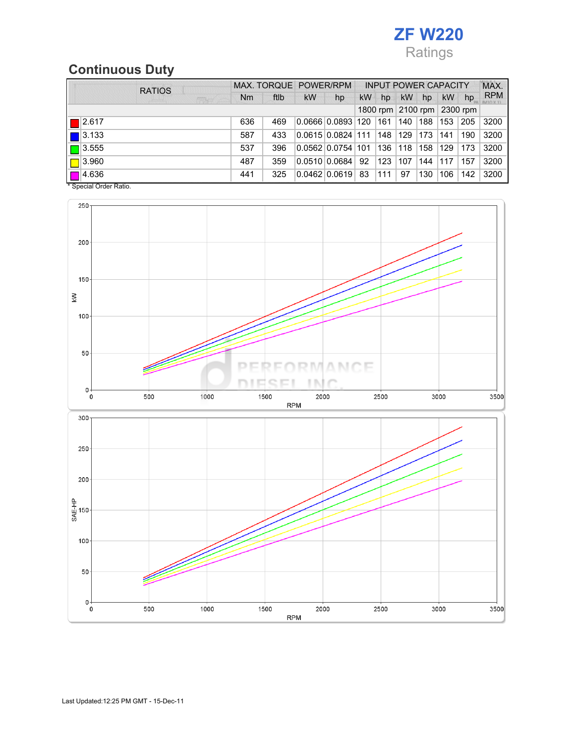# ZF W220

Ratings

## Continuous Duty

| RATIOS | MAX. TORQUE | | POWER/RPM | | INPUT POWER CAPACITY | | | | | | MAX. RPM |
|---|---|---|---|---|---|---|---|---|---|---|---|
| | Nm | ftlb | kW | hp | kW | hp | kW | hp | kW | hp | |
| | | | | | 1800 rpm | | 2100 rpm | | 2300 rpm | | |
| 2.617 | 636 | 469 | 0.0666 | 0.0893 | 120 | 161 | 140 | 188 | 153 | 205 | 3200 |
| 3.133 | 587 | 433 | 0.0615 | 0.0824 | 111 | 148 | 129 | 173 | 141 | 190 | 3200 |
| 3.555 | 537 | 396 | 0.0562 | 0.0754 | 101 | 136 | 118 | 158 | 129 | 173 | 3200 |
| 3.960 | 487 | 359 | 0.0510 | 0.0684 | 92 | 123 | 107 | 144 | 117 | 157 | 3200 |
| 4.636 | 441 | 325 | 0.0462 | 0.0619 | 83 | 111 | 97 | 130 | 106 | 142 | 3200 |

* Special Order Ratio.

Last Updated:12:25 PM GMT - 15-Dec-11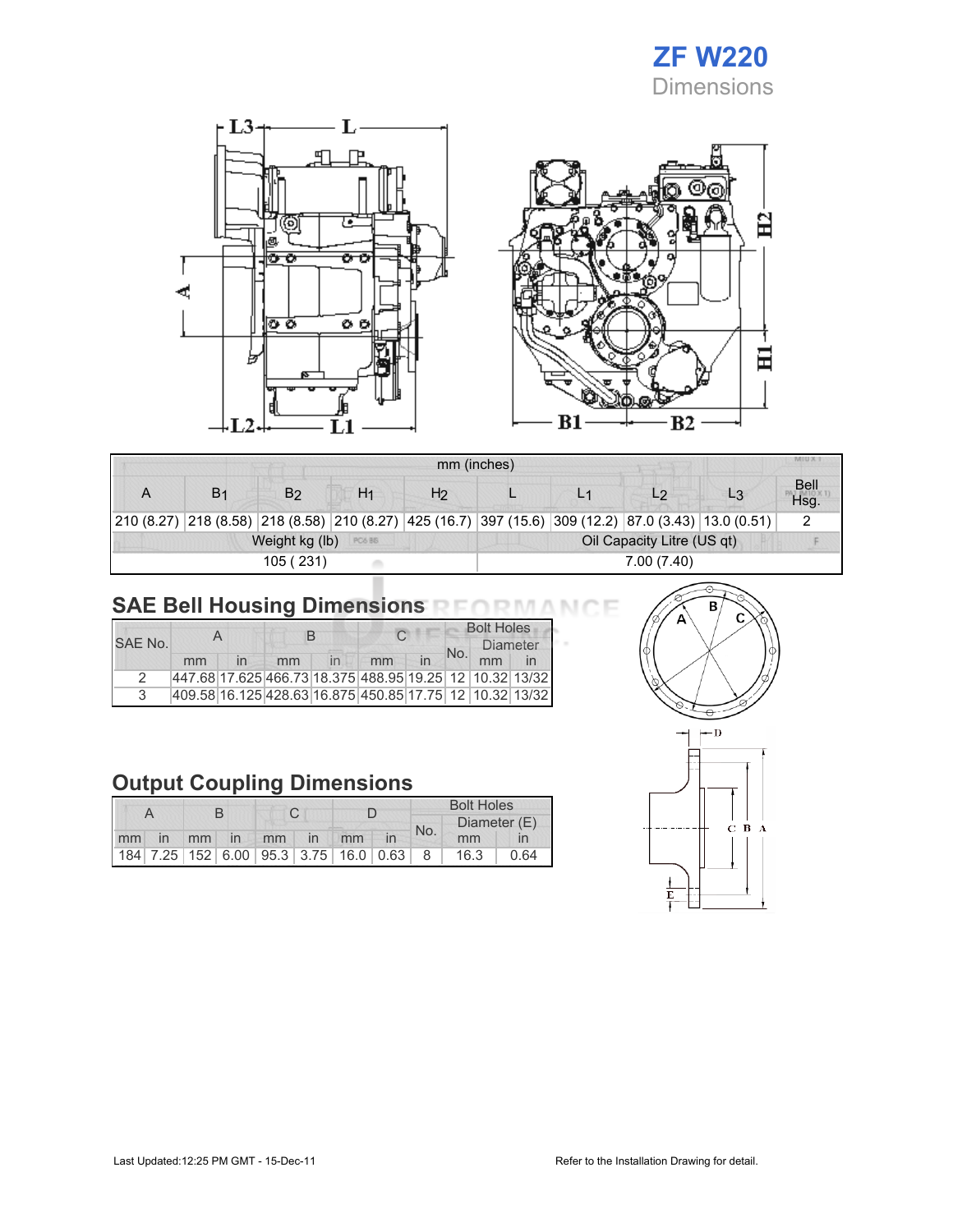# ZF W220

Dimensions

| mm (inches) | | | | | | | | | |
|---|---|---|---|---|---|---|---|---|---|
| A | $B_1$ | $B_2$ | $H_1$ | $H_2$ | L | $L_1$ | $L_2$ | $L_3$ | Bell Hsg. |
| 210 (8.27) | 218 (8.58) | 218 (8.58) | 210 (8.27) | 425 (16.7) | 397 (15.6) | 309 (12.2) | 87.0 (3.43) | 13.0 (0.51) | 2 |
| Weight kg (lb) | | | | | Oil Capacity Litre (US qt) | | | | |
| 105 ( 231) | | | | | 7.00 (7.40) | | | | |

## SAE Bell Housing Dimensions

| SAE No. | A | | B | | C | | Bolt Holes | | |
|---|---|---|---|---|---|---|---|---|---|
| | | | | | | | No. | Diameter | |
| | mm | in | mm | in | mm | in | | mm | in |
| 2 | 447.68 | 17.625 | 466.73 | 18.375 | 488.95 | 19.25 | 12 | 10.32 | 13/32 |
| 3 | 409.58 | 16.125 | 428.63 | 16.875 | 450.85 | 17.75 | 12 | 10.32 | 13/32 |

## Output Coupling Dimensions

| A | | B | | C | | D | | Bolt Holes | | |
|---|---|---|---|---|---|---|---|---|---|---|
| | | | | | | | | No. | Diameter (E) | |
| mm | in | mm | in | mm | in | mm | in | | mm | in |
| 184 | 7.25 | 152 | 6.00 | 95.3 | 3.75 | 16.0 | 0.63 | 8 | 16.3 | 0.64 |

Last Updated:12:25 PM GMT - 15-Dec-11

Refer to the Installation Drawing for detail.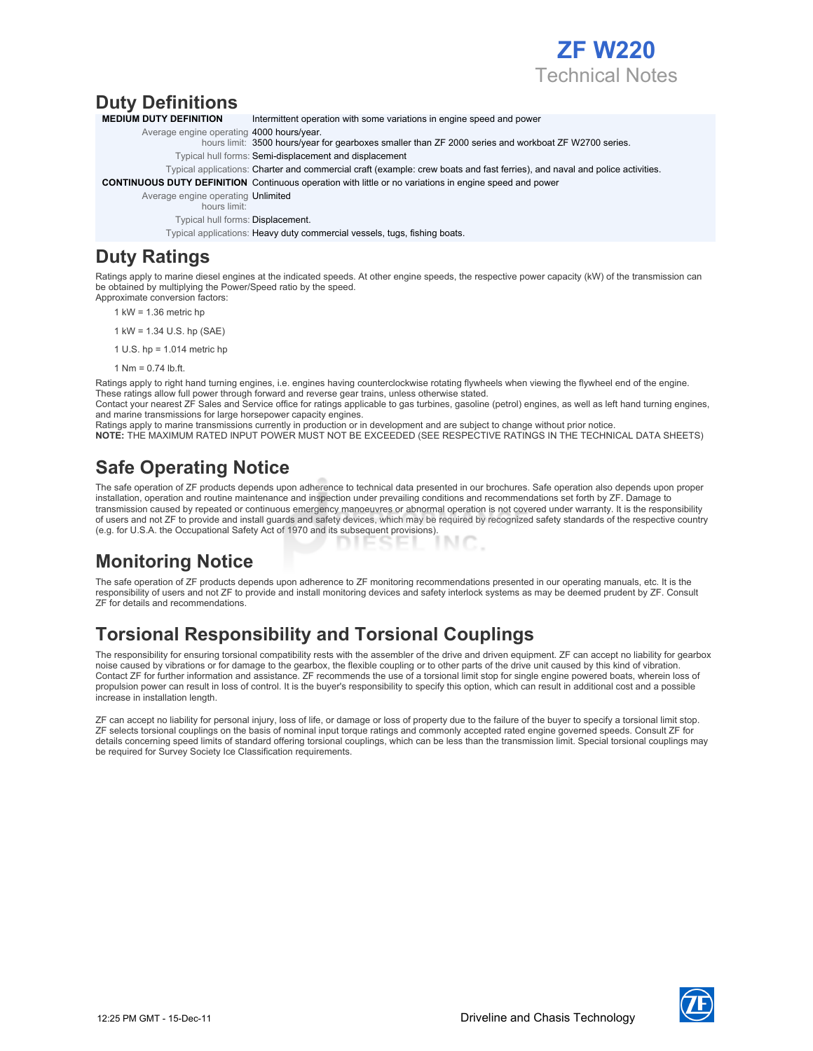# ZF W220

## Technical Notes

## Duty Definitions

| | |
|---|---|
| **MEDIUM DUTY DEFINITION** | Intermittent operation with some variations in engine speed and power |
| Average engine operating hours limit: | 4000 hours/year. 3500 hours/year for gearboxes smaller than ZF 2000 series and workboat ZF W2700 series. |
| Typical hull forms: | Semi-displacement and displacement |
| Typical applications: | Charter and commercial craft (example: crew boats and fast ferries), and naval and police activities. |
| **CONTINUOUS DUTY DEFINITION** | Continuous operation with little or no variations in engine speed and power |
| Average engine operating hours limit: | Unlimited |
| Typical hull forms: | Displacement. |
| Typical applications: | Heavy duty commercial vessels, tugs, fishing boats. |

## Duty Ratings

Ratings apply to marine diesel engines at the indicated speeds. At other engine speeds, the respective power capacity (kW) of the transmission can be obtained by multiplying the Power/Speed ratio by the speed.
Approximate conversion factors:

1 kW = 1.36 metric hp

1 kW = 1.34 U.S. hp (SAE)

1 U.S. hp = 1.014 metric hp

1 Nm = 0.74 lb.ft.

Ratings apply to right hand turning engines, i.e. engines having counterclockwise rotating flywheels when viewing the flywheel end of the engine. These ratings allow full power through forward and reverse gear trains, unless otherwise stated.
Contact your nearest ZF Sales and Service office for ratings applicable to gas turbines, gasoline (petrol) engines, as well as left hand turning engines, and marine transmissions for large horsepower capacity engines.
Ratings apply to marine transmissions currently in production or in development and are subject to change without prior notice.
**NOTE:** THE MAXIMUM RATED INPUT POWER MUST NOT BE EXCEEDED (SEE RESPECTIVE RATINGS IN THE TECHNICAL DATA SHEETS)

## Safe Operating Notice

The safe operation of ZF products depends upon adherence to technical data presented in our brochures. Safe operation also depends upon proper installation, operation and routine maintenance and inspection under prevailing conditions and recommendations set forth by ZF. Damage to transmission caused by repeated or continuous emergency manoeuvres or abnormal operation is not covered under warranty. It is the responsibility of users and not ZF to provide and install guards and safety devices, which may be required by recognized safety standards of the respective country (e.g. for U.S.A. the Occupational Safety Act of 1970 and its subsequent provisions).

## Monitoring Notice

The safe operation of ZF products depends upon adherence to ZF monitoring recommendations presented in our operating manuals, etc. It is the responsibility of users and not ZF to provide and install monitoring devices and safety interlock systems as may be deemed prudent by ZF. Consult ZF for details and recommendations.

## Torsional Responsibility and Torsional Couplings

The responsibility for ensuring torsional compatibility rests with the assembler of the drive and driven equipment. ZF can accept no liability for gearbox noise caused by vibrations or for damage to the gearbox, the flexible coupling or to other parts of the drive unit caused by this kind of vibration. Contact ZF for further information and assistance. ZF recommends the use of a torsional limit stop for single engine powered boats, wherein loss of propulsion power can result in loss of control. It is the buyer's responsibility to specify this option, which can result in additional cost and a possible increase in installation length.

ZF can accept no liability for personal injury, loss of life, or damage or loss of property due to the failure of the buyer to specify a torsional limit stop. ZF selects torsional couplings on the basis of nominal input torque ratings and commonly accepted rated engine governed speeds. Consult ZF for details concerning speed limits of standard offering torsional couplings, which can be less than the transmission limit. Special torsional couplings may be required for Survey Society Ice Classification requirements.

12:25 PM GMT - 15-Dec-11

Driveline and Chasis Technology